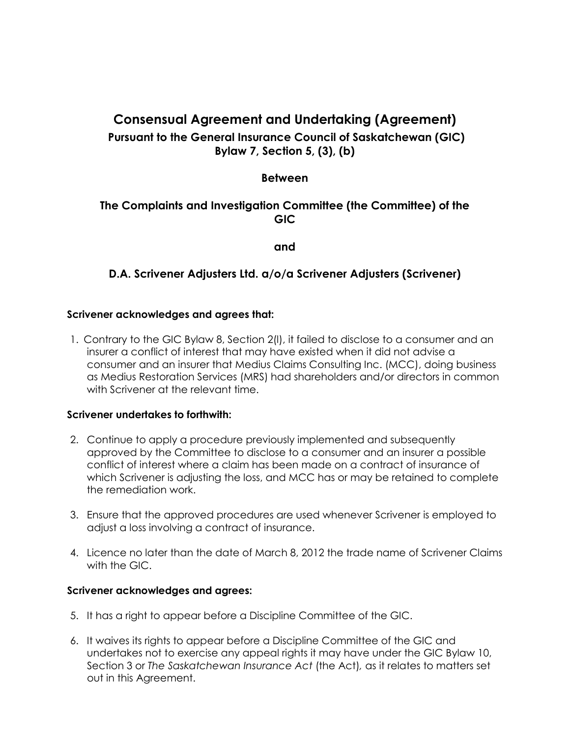# Consensual Agreement and Undertaking (Agreement)

## Pursuant to the General Insurance Council of Saskatchewan (GIC) Bylaw 7, Section 5, (3), (b)

**Between**

**The Complaints and Investigation Committee (the Committee) of the GIC**

**and**

**D.A. Scrivener Adjusters Ltd. a/o/a Scrivener Adjusters (Scrivener)**

**Scrivener acknowledges and agrees that:**

1. Contrary to the GIC Bylaw 8, Section 2(l), it failed to disclose to a consumer and an insurer a conflict of interest that may have existed when it did not advise a consumer and an insurer that Medius Claims Consulting Inc. (MCC), doing business as Medius Restoration Services (MRS) had shareholders and/or directors in common with Scrivener at the relevant time.

**Scrivener undertakes to forthwith:**

2. Continue to apply a procedure previously implemented and subsequently approved by the Committee to disclose to a consumer and an insurer a possible conflict of interest where a claim has been made on a contract of insurance of which Scrivener is adjusting the loss, and MCC has or may be retained to complete the remediation work.

3. Ensure that the approved procedures are used whenever Scrivener is employed to adjust a loss involving a contract of insurance.

4. Licence no later than the date of March 8, 2012 the trade name of Scrivener Claims with the GIC.

**Scrivener acknowledges and agrees:**

5. It has a right to appear before a Discipline Committee of the GIC.

6. It waives its rights to appear before a Discipline Committee of the GIC and undertakes not to exercise any appeal rights it may have under the GIC Bylaw 10, Section 3 or *The Saskatchewan Insurance Act* (the Act), as it relates to matters set out in this Agreement.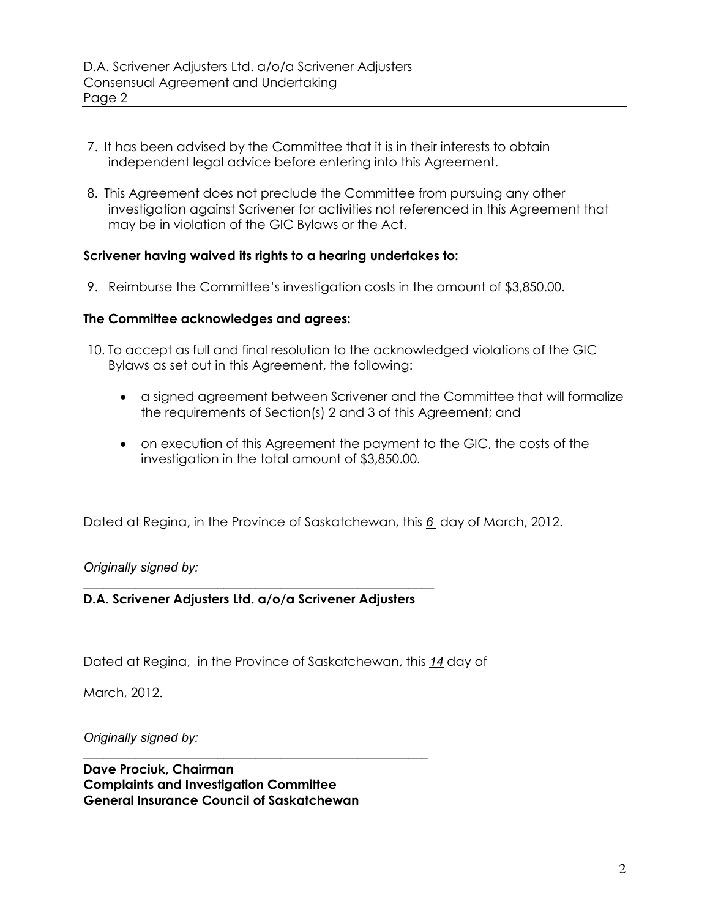7. It has been advised by the Committee that it is in their interests to obtain independent legal advice before entering into this Agreement.

8. This Agreement does not preclude the Committee from pursuing any other investigation against Scrivener for activities not referenced in this Agreement that may be in violation of the GIC Bylaws or the Act.

**Scrivener having waived its rights to a hearing undertakes to:**

9. Reimburse the Committee's investigation costs in the amount of $3,850.00.

**The Committee acknowledges and agrees:**

10. To accept as full and final resolution to the acknowledged violations of the GIC Bylaws as set out in this Agreement, the following:

    - a signed agreement between Scrivener and the Committee that will formalize the requirements of Section(s) 2 and 3 of this Agreement; and
    - on execution of this Agreement the payment to the GIC, the costs of the investigation in the total amount of $3,850.00.

Dated at Regina, in the Province of Saskatchewan, this ***6*** day of March, 2012.

*Originally signed by:*

\_\_\_\_\_\_\_\_\_\_\_\_\_\_\_\_\_\_\_\_\_\_\_\_\_\_\_\_\_\_\_\_\_\_\_\_\_\_\_\_\_\_\_\_\_\_\_\_

**D.A. Scrivener Adjusters Ltd. a/o/a Scrivener Adjusters**

Dated at Regina, in the Province of Saskatchewan, this ***14*** day of

March, 2012.

*Originally signed by:*

\_\_\_\_\_\_\_\_\_\_\_\_\_\_\_\_\_\_\_\_\_\_\_\_\_\_\_\_\_\_\_\_\_\_\_\_\_\_\_\_\_\_\_\_\_\_\_\_

**Dave Prociuk, Chairman**
**Complaints and Investigation Committee**
**General Insurance Council of Saskatchewan**